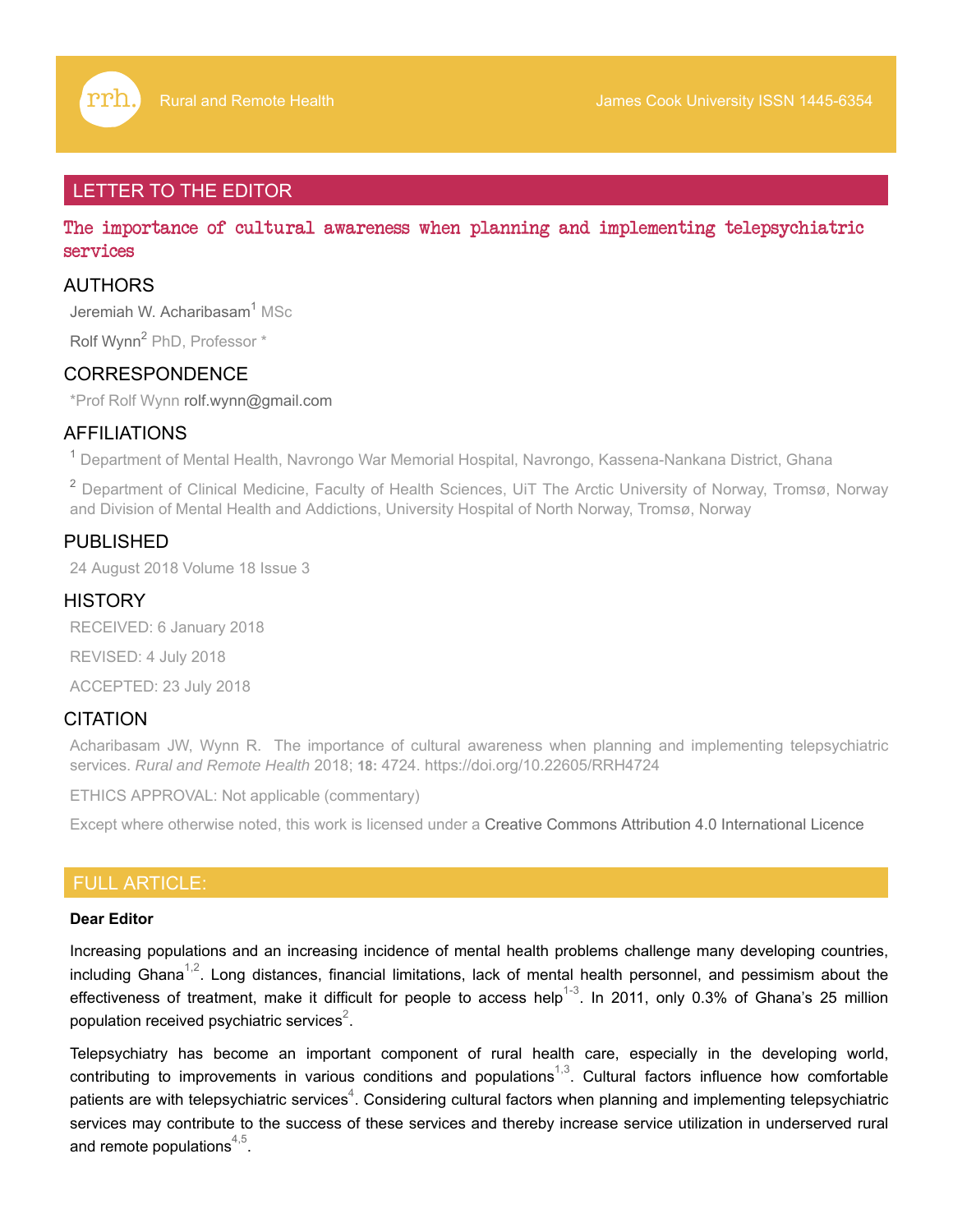## LETTER TO THE EDITOR

# The importance of cultural awareness when planning and implementing telepsychiatric services

## AUTHORS

Jeremiah W. Acharibasam[1] MSc

Rolf Wynn[2] PhD, Professor *

## CORRESPONDENCE

*Prof Rolf Wynn rolf.wynn@gmail.com

## AFFILIATIONS

[1] Department of Mental Health, Navrongo War Memorial Hospital, Navrongo, Kassena-Nankana District, Ghana

[2] Department of Clinical Medicine, Faculty of Health Sciences, UiT The Arctic University of Norway, Tromsø, Norway and Division of Mental Health and Addictions, University Hospital of North Norway, Tromsø, Norway

## PUBLISHED

24 August 2018 Volume 18 Issue 3

## HISTORY

RECEIVED: 6 January 2018

REVISED: 4 July 2018

ACCEPTED: 23 July 2018

## CITATION

Acharibasam JW, Wynn R. The importance of cultural awareness when planning and implementing telepsychiatric services. *Rural and Remote Health* 2018; **18:** 4724. https://doi.org/10.22605/RRH4724

ETHICS APPROVAL: Not applicable (commentary)

Except where otherwise noted, this work is licensed under a Creative Commons Attribution 4.0 International Licence

## FULL ARTICLE:

**Dear Editor**

Increasing populations and an increasing incidence of mental health problems challenge many developing countries, including Ghana[1,2]. Long distances, financial limitations, lack of mental health personnel, and pessimism about the effectiveness of treatment, make it difficult for people to access help[1-3]. In 2011, only 0.3% of Ghana's 25 million population received psychiatric services[2].

Telepsychiatry has become an important component of rural health care, especially in the developing world, contributing to improvements in various conditions and populations[1,3]. Cultural factors influence how comfortable patients are with telepsychiatric services[4]. Considering cultural factors when planning and implementing telepsychiatric services may contribute to the success of these services and thereby increase service utilization in underserved rural and remote populations[4,5].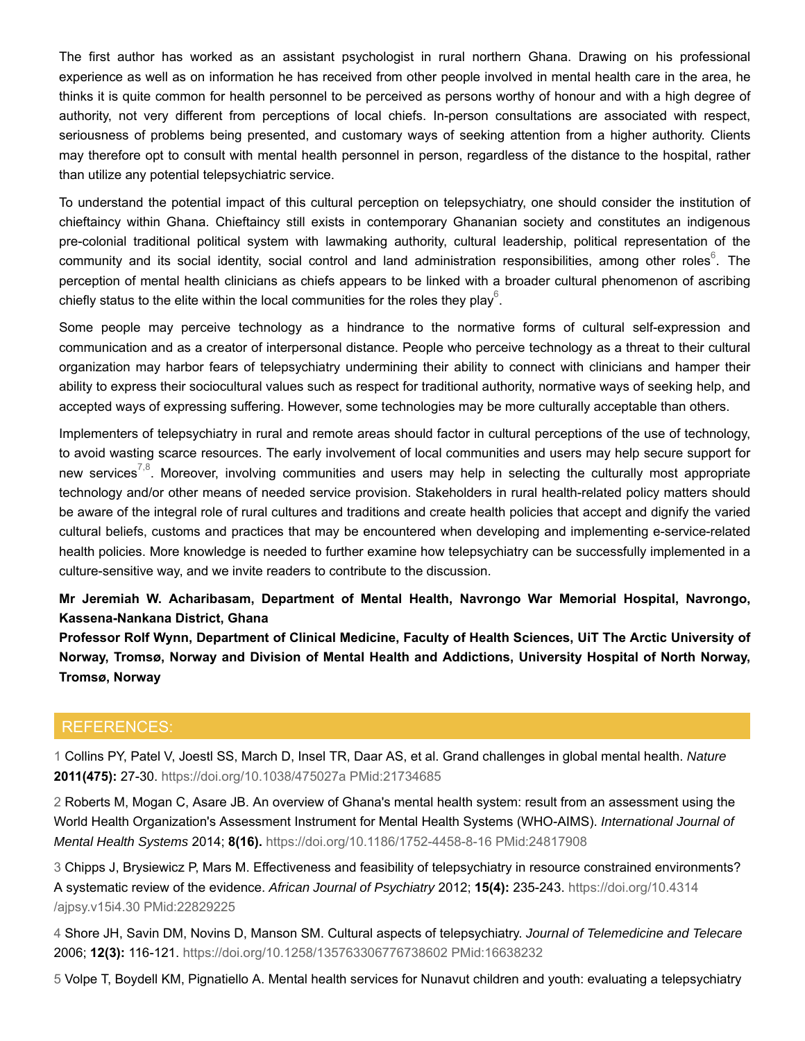The first author has worked as an assistant psychologist in rural northern Ghana. Drawing on his professional experience as well as on information he has received from other people involved in mental health care in the area, he thinks it is quite common for health personnel to be perceived as persons worthy of honour and with a high degree of authority, not very different from perceptions of local chiefs. In-person consultations are associated with respect, seriousness of problems being presented, and customary ways of seeking attention from a higher authority. Clients may therefore opt to consult with mental health personnel in person, regardless of the distance to the hospital, rather than utilize any potential telepsychiatric service.

To understand the potential impact of this cultural perception on telepsychiatry, one should consider the institution of chieftaincy within Ghana. Chieftaincy still exists in contemporary Ghananian society and constitutes an indigenous pre-colonial traditional political system with lawmaking authority, cultural leadership, political representation of the community and its social identity, social control and land administration responsibilities, among other roles[6]. The perception of mental health clinicians as chiefs appears to be linked with a broader cultural phenomenon of ascribing chiefly status to the elite within the local communities for the roles they play[6].

Some people may perceive technology as a hindrance to the normative forms of cultural self-expression and communication and as a creator of interpersonal distance. People who perceive technology as a threat to their cultural organization may harbor fears of telepsychiatry undermining their ability to connect with clinicians and hamper their ability to express their sociocultural values such as respect for traditional authority, normative ways of seeking help, and accepted ways of expressing suffering. However, some technologies may be more culturally acceptable than others.

Implementers of telepsychiatry in rural and remote areas should factor in cultural perceptions of the use of technology, to avoid wasting scarce resources. The early involvement of local communities and users may help secure support for new services[7,8]. Moreover, involving communities and users may help in selecting the culturally most appropriate technology and/or other means of needed service provision. Stakeholders in rural health-related policy matters should be aware of the integral role of rural cultures and traditions and create health policies that accept and dignify the varied cultural beliefs, customs and practices that may be encountered when developing and implementing e-service-related health policies. More knowledge is needed to further examine how telepsychiatry can be successfully implemented in a culture-sensitive way, and we invite readers to contribute to the discussion.

**Mr Jeremiah W. Acharibasam, Department of Mental Health, Navrongo War Memorial Hospital, Navrongo, Kassena-Nankana District, Ghana**
**Professor Rolf Wynn, Department of Clinical Medicine, Faculty of Health Sciences, UiT The Arctic University of Norway, Tromsø, Norway and Division of Mental Health and Addictions, University Hospital of North Norway, Tromsø, Norway**

## REFERENCES:

1 Collins PY, Patel V, Joestl SS, March D, Insel TR, Daar AS, et al. Grand challenges in global mental health. *Nature* **2011(475):** 27-30. https://doi.org/10.1038/475027a PMid:21734685

2 Roberts M, Mogan C, Asare JB. An overview of Ghana's mental health system: result from an assessment using the World Health Organization's Assessment Instrument for Mental Health Systems (WHO-AIMS). *International Journal of Mental Health Systems* 2014; **8(16).** https://doi.org/10.1186/1752-4458-8-16 PMid:24817908

3 Chipps J, Brysiewicz P, Mars M. Effectiveness and feasibility of telepsychiatry in resource constrained environments? A systematic review of the evidence. *African Journal of Psychiatry* 2012; **15(4):** 235-243. https://doi.org/10.4314/ajpsy.v15i4.30 PMid:22829225

4 Shore JH, Savin DM, Novins D, Manson SM. Cultural aspects of telepsychiatry. *Journal of Telemedicine and Telecare* 2006; **12(3):** 116-121. https://doi.org/10.1258/135763306776738602 PMid:16638232

5 Volpe T, Boydell KM, Pignatiello A. Mental health services for Nunavut children and youth: evaluating a telepsychiatry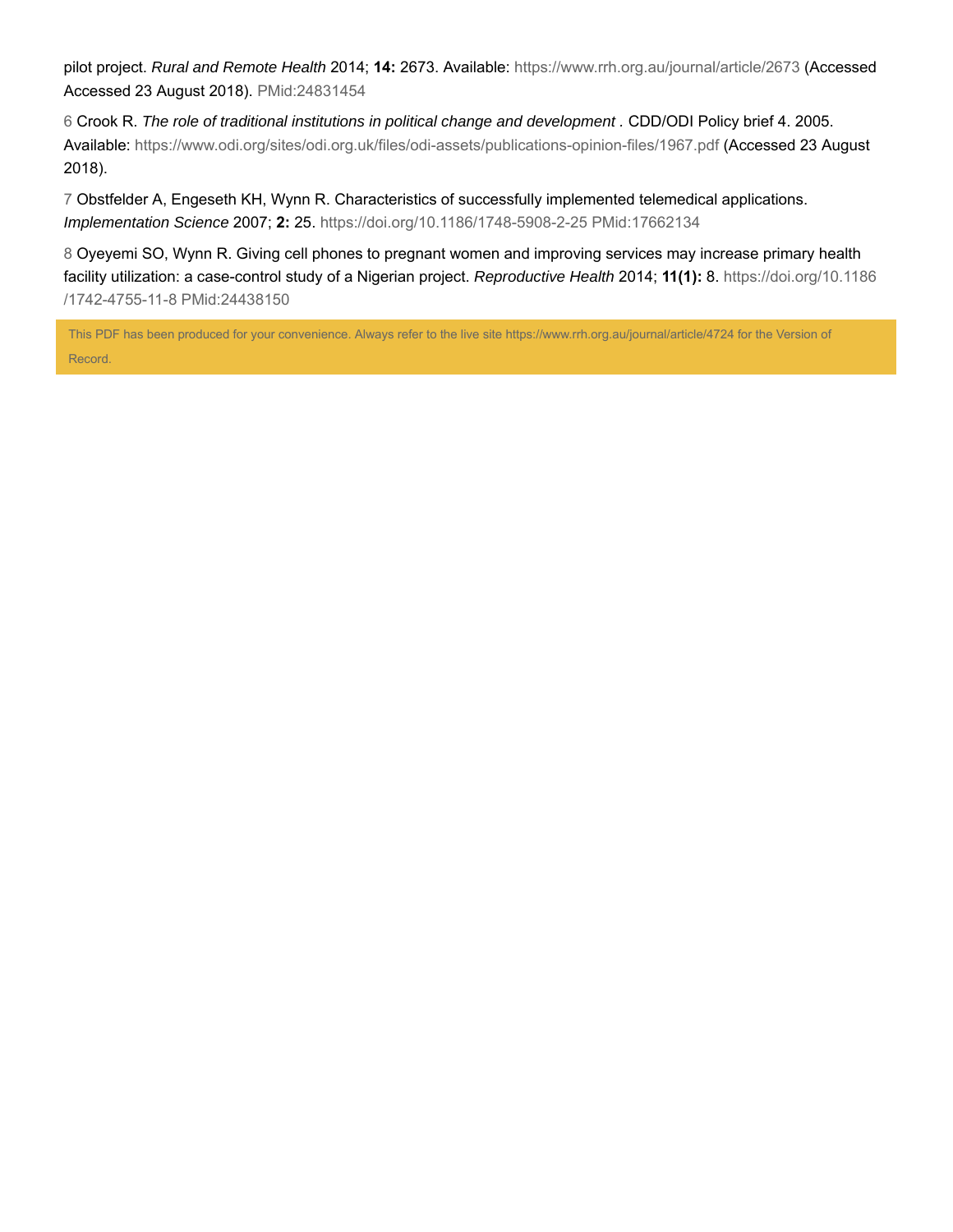pilot project. *Rural and Remote Health* 2014; **14:** 2673. Available: https://www.rrh.org.au/journal/article/2673 (Accessed Accessed 23 August 2018). PMid:24831454

6 Crook R. *The role of traditional institutions in political change and development* . CDD/ODI Policy brief 4. 2005. Available: https://www.odi.org/sites/odi.org.uk/files/odi-assets/publications-opinion-files/1967.pdf (Accessed 23 August 2018).

7 Obstfelder A, Engeseth KH, Wynn R. Characteristics of successfully implemented telemedical applications. *Implementation Science* 2007; **2:** 25. https://doi.org/10.1186/1748-5908-2-25 PMid:17662134

8 Oyeyemi SO, Wynn R. Giving cell phones to pregnant women and improving services may increase primary health facility utilization: a case-control study of a Nigerian project. *Reproductive Health* 2014; **11(1):** 8. https://doi.org/10.1186/1742-4755-11-8 PMid:24438150

This PDF has been produced for your convenience. Always refer to the live site https://www.rrh.org.au/journal/article/4724 for the Version of Record.